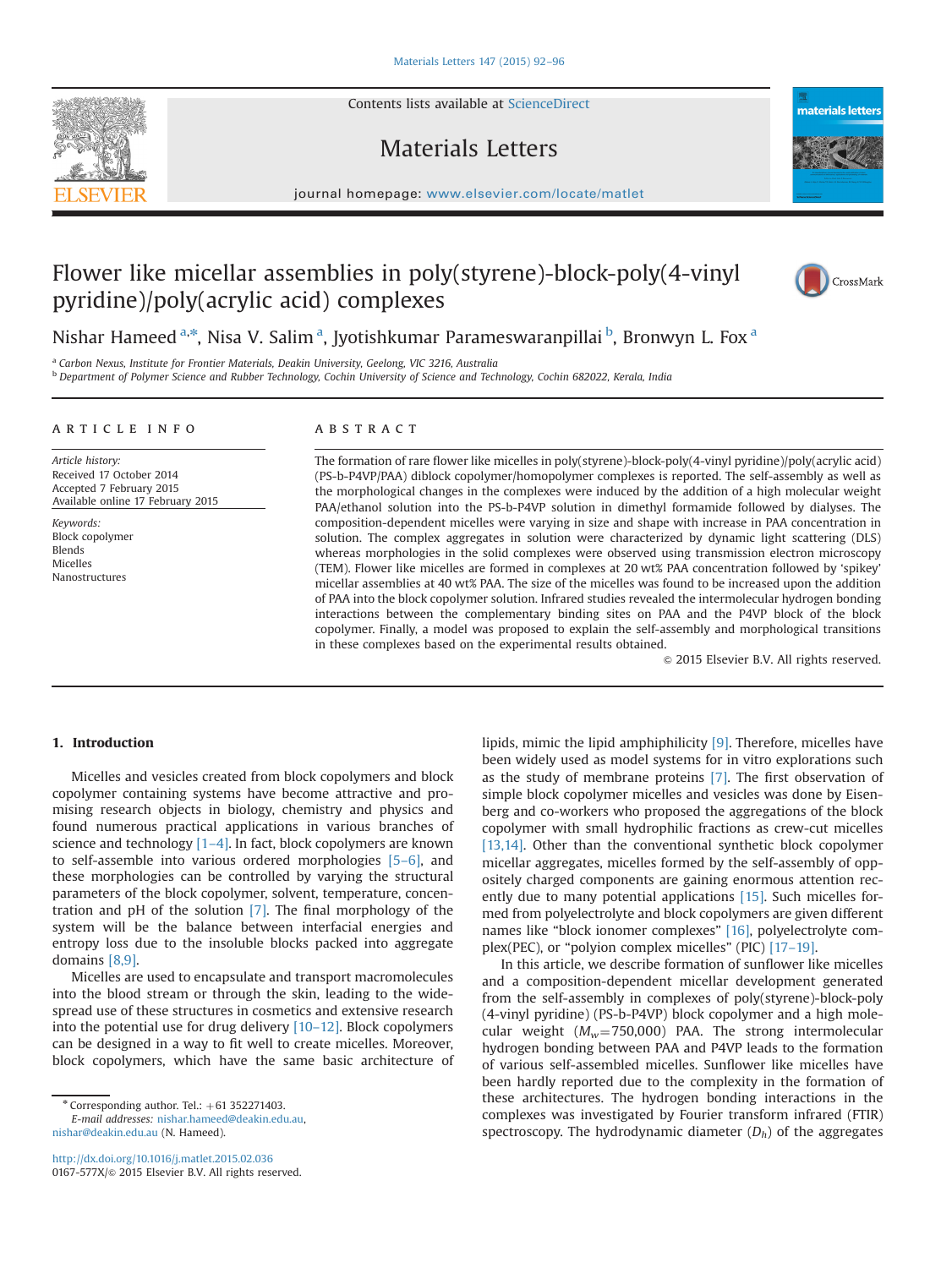# Flower like micellar assemblies in poly(styrene)-block-poly(4-vinyl pyridine)/poly(acrylic acid) complexes

Nishar Hameed [a,*], Nisa V. Salim [a], Jyotishkumar Parameswaranpillai [b], Bronwyn L. Fox [a]

[a] Carbon Nexus, Institute for Frontier Materials, Deakin University, Geelong, VIC 3216, Australia
[b] Department of Polymer Science and Rubber Technology, Cochin University of Science and Technology, Cochin 682022, Kerala, India

## ARTICLE INFO

*Article history:*
Received 17 October 2014
Accepted 7 February 2015
Available online 17 February 2015

*Keywords:*
Block copolymer
Blends
Micelles
Nanostructures

## ABSTRACT

The formation of rare flower like micelles in poly(styrene)-block-poly(4-vinyl pyridine)/poly(acrylic acid) (PS-b-P4VP/PAA) diblock copolymer/homopolymer complexes is reported. The self-assembly as well as the morphological changes in the complexes were induced by the addition of a high molecular weight PAA/ethanol solution into the PS-b-P4VP solution in dimethyl formamide followed by dialyses. The composition-dependent micelles were varying in size and shape with increase in PAA concentration in solution. The complex aggregates in solution were characterized by dynamic light scattering (DLS) whereas morphologies in the solid complexes were observed using transmission electron microscopy (TEM). Flower like micelles are formed in complexes at 20 wt% PAA concentration followed by 'spikey' micellar assemblies at 40 wt% PAA. The size of the micelles was found to be increased upon the addition of PAA into the block copolymer solution. Infrared studies revealed the intermolecular hydrogen bonding interactions between the complementary binding sites on PAA and the P4VP block of the block copolymer. Finally, a model was proposed to explain the self-assembly and morphological transitions in these complexes based on the experimental results obtained.

© 2015 Elsevier B.V. All rights reserved.

## 1. Introduction

Micelles and vesicles created from block copolymers and block copolymer containing systems have become attractive and promising research objects in biology, chemistry and physics and found numerous practical applications in various branches of science and technology [1–4]. In fact, block copolymers are known to self-assemble into various ordered morphologies [5–6], and these morphologies can be controlled by varying the structural parameters of the block copolymer, solvent, temperature, concentration and pH of the solution [7]. The final morphology of the system will be the balance between interfacial energies and entropy loss due to the insoluble blocks packed into aggregate domains [8,9].

Micelles are used to encapsulate and transport macromolecules into the blood stream or through the skin, leading to the widespread use of these structures in cosmetics and extensive research into the potential use for drug delivery [10–12]. Block copolymers can be designed in a way to fit well to create micelles. Moreover, block copolymers, which have the same basic architecture of lipids, mimic the lipid amphiphilicity [9]. Therefore, micelles have been widely used as model systems for in vitro explorations such as the study of membrane proteins [7]. The first observation of simple block copolymer micelles and vesicles was done by Eisenberg and co-workers who proposed the aggregations of the block copolymer with small hydrophilic fractions as crew-cut micelles [13,14]. Other than the conventional synthetic block copolymer micellar aggregates, micelles formed by the self-assembly of oppositely charged components are gaining enormous attention recently due to many potential applications [15]. Such micelles formed from polyelectrolyte and block copolymers are given different names like "block ionomer complexes" [16], polyelectrolyte complex(PEC), or "polyion complex micelles" (PIC) [17–19].

In this article, we describe formation of sunflower like micelles and a composition-dependent micellar development generated from the self-assembly in complexes of poly(styrene)-block-poly(4-vinyl pyridine) (PS-b-P4VP) block copolymer and a high molecular weight ($M_w$=750,000) PAA. The strong intermolecular hydrogen bonding between PAA and P4VP leads to the formation of various self-assembled micelles. Sunflower like micelles have been hardly reported due to the complexity in the formation of these architectures. The hydrogen bonding interactions in the complexes was investigated by Fourier transform infrared (FTIR) spectroscopy. The hydrodynamic diameter ($D_h$) of the aggregates

---

\* Corresponding author. Tel.: +61 352271403.
*E-mail addresses:* nishar.hameed@deakin.edu.au, nishar@deakin.edu.au (N. Hameed).

http://dx.doi.org/10.1016/j.matlet.2015.02.036
0167-577X/© 2015 Elsevier B.V. All rights reserved.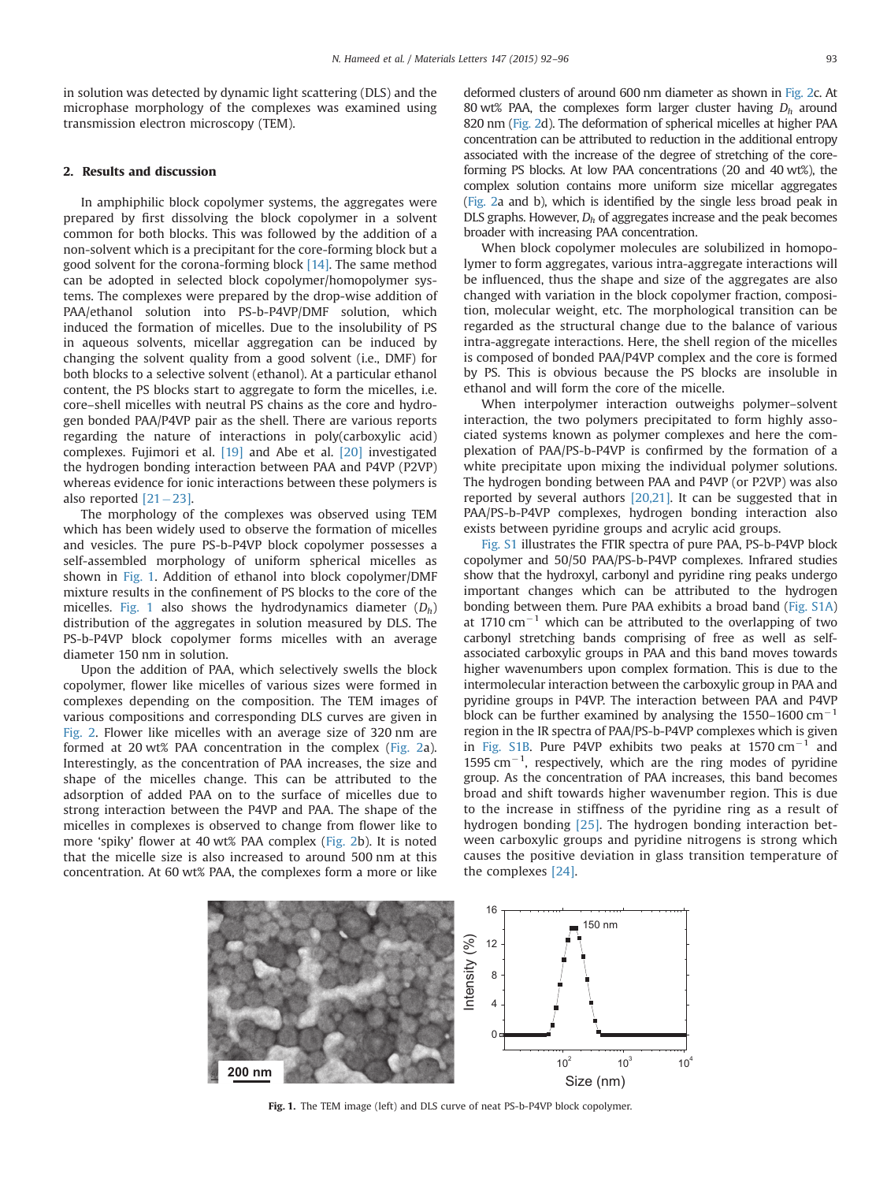in solution was detected by dynamic light scattering (DLS) and the microphase morphology of the complexes was examined using transmission electron microscopy (TEM).

## 2. Results and discussion

In amphiphilic block copolymer systems, the aggregates were prepared by first dissolving the block copolymer in a solvent common for both blocks. This was followed by the addition of a non-solvent which is a precipitant for the core-forming block but a good solvent for the corona-forming block [14]. The same method can be adopted in selected block copolymer/homopolymer systems. The complexes were prepared by the drop-wise addition of PAA/ethanol solution into PS-b-P4VP/DMF solution, which induced the formation of micelles. Due to the insolubility of PS in aqueous solvents, micellar aggregation can be induced by changing the solvent quality from a good solvent (i.e., DMF) for both blocks to a selective solvent (ethanol). At a particular ethanol content, the PS blocks start to aggregate to form the micelles, i.e. core–shell micelles with neutral PS chains as the core and hydrogen bonded PAA/P4VP pair as the shell. There are various reports regarding the nature of interactions in poly(carboxylic acid) complexes. Fujimori et al. [19] and Abe et al. [20] investigated the hydrogen bonding interaction between PAA and P4VP (P2VP) whereas evidence for ionic interactions between these polymers is also reported [21–23].

The morphology of the complexes was observed using TEM which has been widely used to observe the formation of micelles and vesicles. The pure PS-b-P4VP block copolymer possesses a self-assembled morphology of uniform spherical micelles as shown in Fig. 1. Addition of ethanol into block copolymer/DMF mixture results in the confinement of PS blocks to the core of the micelles. Fig. 1 also shows the hydrodynamics diameter ($D_h$) distribution of the aggregates in solution measured by DLS. The PS-b-P4VP block copolymer forms micelles with an average diameter 150 nm in solution.

Upon the addition of PAA, which selectively swells the block copolymer, flower like micelles of various sizes were formed in complexes depending on the composition. The TEM images of various compositions and corresponding DLS curves are given in Fig. 2. Flower like micelles with an average size of 320 nm are formed at 20 wt% PAA concentration in the complex (Fig. 2a). Interestingly, as the concentration of PAA increases, the size and shape of the micelles change. This can be attributed to the adsorption of added PAA on to the surface of micelles due to strong interaction between the P4VP and PAA. The shape of the micelles in complexes is observed to change from flower like to more 'spiky' flower at 40 wt% PAA complex (Fig. 2b). It is noted that the micelle size is also increased to around 500 nm at this concentration. At 60 wt% PAA, the complexes form a more or like deformed clusters of around 600 nm diameter as shown in Fig. 2c. At 80 wt% PAA, the complexes form larger cluster having $D_h$ around 820 nm (Fig. 2d). The deformation of spherical micelles at higher PAA concentration can be attributed to reduction in the additional entropy associated with the increase of the degree of stretching of the core-forming PS blocks. At low PAA concentrations (20 and 40 wt%), the complex solution contains more uniform size micellar aggregates (Fig. 2a and b), which is identified by the single less broad peak in DLS graphs. However, $D_h$ of aggregates increase and the peak becomes broader with increasing PAA concentration.

When block copolymer molecules are solubilized in homopolymer to form aggregates, various intra-aggregate interactions will be influenced, thus the shape and size of the aggregates are also changed with variation in the block copolymer fraction, composition, molecular weight, etc. The morphological transition can be regarded as the structural change due to the balance of various intra-aggregate interactions. Here, the shell region of the micelles is composed of bonded PAA/P4VP complex and the core is formed by PS. This is obvious because the PS blocks are insoluble in ethanol and will form the core of the micelle.

When interpolymer interaction outweighs polymer–solvent interaction, the two polymers precipitated to form highly associated systems known as polymer complexes and here the complexation of PAA/PS-b-P4VP is confirmed by the formation of a white precipitate upon mixing the individual polymer solutions. The hydrogen bonding between PAA and P4VP (or P2VP) was also reported by several authors [20,21]. It can be suggested that in PAA/PS-b-P4VP complexes, hydrogen bonding interaction also exists between pyridine groups and acrylic acid groups.

Fig. S1 illustrates the FTIR spectra of pure PAA, PS-b-P4VP block copolymer and 50/50 PAA/PS-b-P4VP complexes. Infrared studies show that the hydroxyl, carbonyl and pyridine ring peaks undergo important changes which can be attributed to the hydrogen bonding between them. Pure PAA exhibits a broad band (Fig. S1A) at 1710 $cm^{-1}$ which can be attributed to the overlapping of two carbonyl stretching bands comprising of free as well as self-associated carboxylic groups in PAA and this band moves towards higher wavenumbers upon complex formation. This is due to the intermolecular interaction between the carboxylic group in PAA and pyridine groups in P4VP. The interaction between PAA and P4VP block can be further examined by analysing the 1550–1600 $cm^{-1}$ region in the IR spectra of PAA/PS-b-P4VP complexes which is given in Fig. S1B. Pure P4VP exhibits two peaks at 1570 $cm^{-1}$ and 1595 $cm^{-1}$, respectively, which are the ring modes of pyridine group. As the concentration of PAA increases, this band becomes broad and shift towards higher wavenumber region. This is due to the increase in stiffness of the pyridine ring as a result of hydrogen bonding [25]. The hydrogen bonding interaction between carboxylic groups and pyridine nitrogens is strong which causes the positive deviation in glass transition temperature of the complexes [24].

**Fig. 1.** The TEM image (left) and DLS curve of neat PS-b-P4VP block copolymer.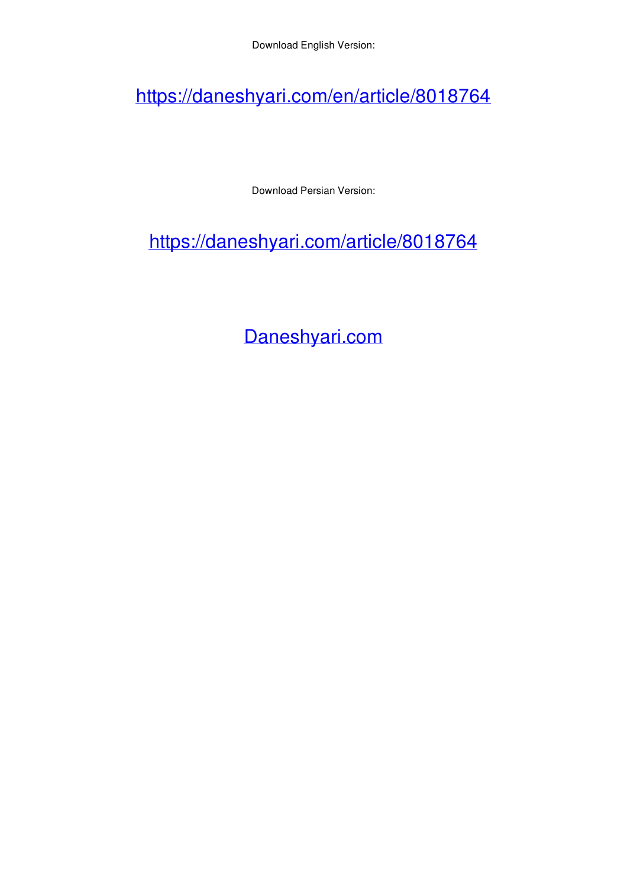Download English Version:

https://daneshyari.com/en/article/8018764

Download Persian Version:

https://daneshyari.com/article/8018764

Daneshyari.com